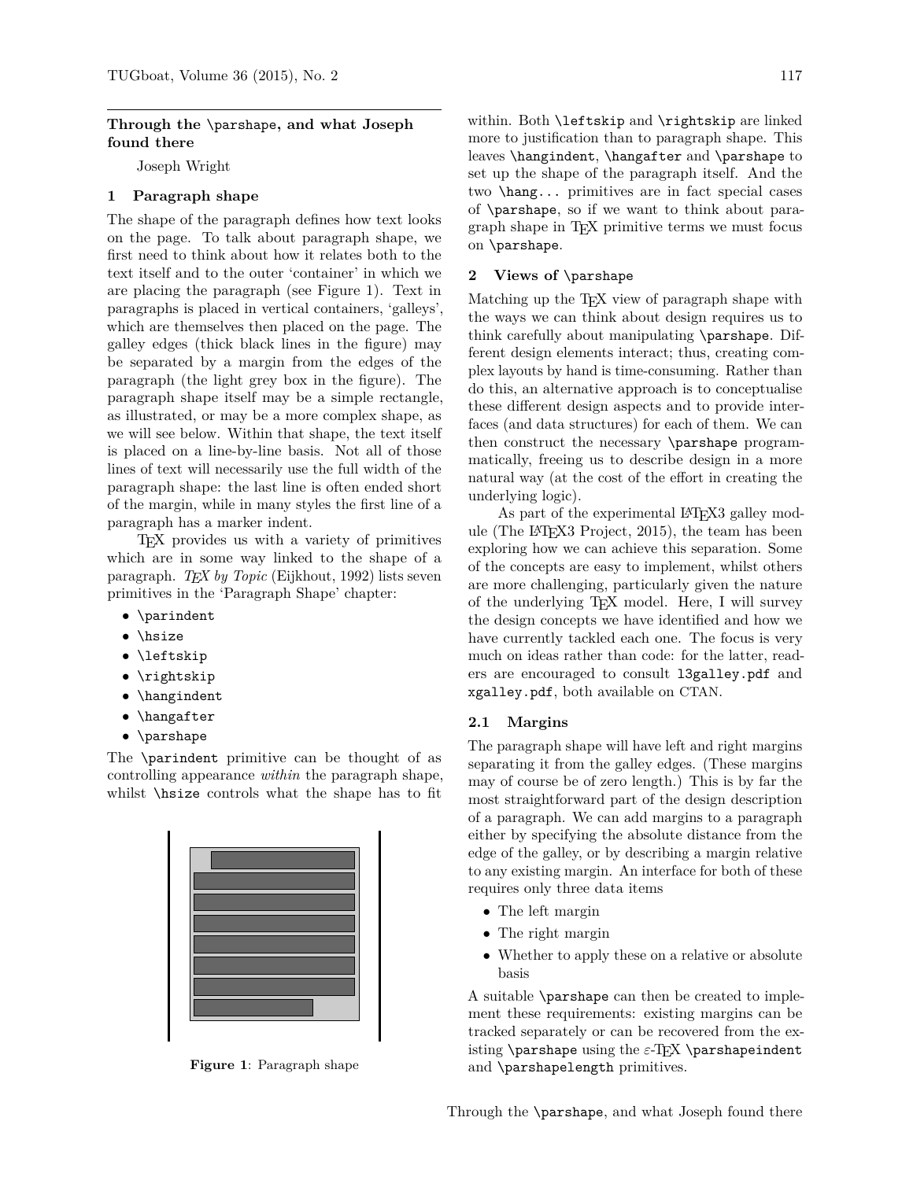# Through the \parshape, and what Joseph found there

Joseph Wright

## 1 Paragraph shape

The shape of the paragraph defines how text looks on the page. To talk about paragraph shape, we first need to think about how it relates both to the text itself and to the outer 'container' in which we are placing the paragraph (see Figure 1). Text in paragraphs is placed in vertical containers, 'galleys', which are themselves then placed on the page. The galley edges (thick black lines in the figure) may be separated by a margin from the edges of the paragraph (the light grey box in the figure). The paragraph shape itself may be a simple rectangle, as illustrated, or may be a more complex shape, as we will see below. Within that shape, the text itself is placed on a line-by-line basis. Not all of those lines of text will necessarily use the full width of the paragraph shape: the last line is often ended short of the margin, while in many styles the first line of a paragraph has a marker indent.

TeX provides us with a variety of primitives which are in some way linked to the shape of a paragraph. *TeX by Topic* (Eijkhout, 1992) lists seven primitives in the 'Paragraph Shape' chapter:

- `\parindent`
- `\hsize`
- `\leftskip`
- `\rightskip`
- `\hangindent`
- `\hangafter`
- `\parshape`

The `\parindent` primitive can be thought of as controlling appearance *within* the paragraph shape, whilst `\hsize` controls what the shape has to fit within. Both `\leftskip` and `\rightskip` are linked more to justification than to paragraph shape. This leaves `\hangindent`, `\hangafter` and `\parshape` to set up the shape of the paragraph itself. And the two `\hang...` primitives are in fact special cases of `\parshape`, so if we want to think about paragraph shape in TeX primitive terms we must focus on `\parshape`.

**Figure 1**: Paragraph shape

## 2 Views of \parshape

Matching up the TeX view of paragraph shape with the ways we can think about design requires us to think carefully about manipulating `\parshape`. Different design elements interact; thus, creating complex layouts by hand is time-consuming. Rather than do this, an alternative approach is to conceptualise these different design aspects and to provide interfaces (and data structures) for each of them. We can then construct the necessary `\parshape` programmatically, freeing us to describe design in a more natural way (at the cost of the effort in creating the underlying logic).

As part of the experimental LaTeX3 galley module (The LaTeX3 Project, 2015), the team has been exploring how we can achieve this separation. Some of the concepts are easy to implement, whilst others are more challenging, particularly given the nature of the underlying TeX model. Here, I will survey the design concepts we have identified and how we have currently tackled each one. The focus is very much on ideas rather than code: for the latter, readers are encouraged to consult `l3galley.pdf` and `xgalley.pdf`, both available on CTAN.

### 2.1 Margins

The paragraph shape will have left and right margins separating it from the galley edges. (These margins may of course be of zero length.) This is by far the most straightforward part of the design description of a paragraph. We can add margins to a paragraph either by specifying the absolute distance from the edge of the galley, or by describing a margin relative to any existing margin. An interface for both of these requires only three data items

- The left margin
- The right margin
- Whether to apply these on a relative or absolute basis

A suitable `\parshape` can then be created to implement these requirements: existing margins can be tracked separately or can be recovered from the existing `\parshape` using the ε-TeX `\parshapeindent` and `\parshapelength` primitives.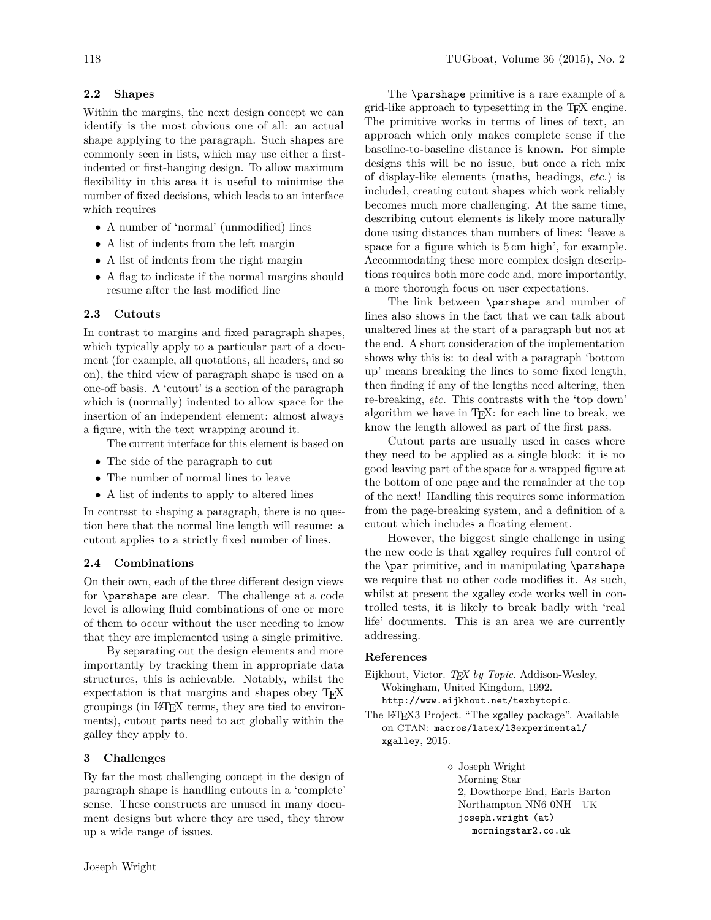## 2.2 Shapes

Within the margins, the next design concept we can identify is the most obvious one of all: an actual shape applying to the paragraph. Such shapes are commonly seen in lists, which may use either a first-indented or first-hanging design. To allow maximum flexibility in this area it is useful to minimise the number of fixed decisions, which leads to an interface which requires

- A number of 'normal' (unmodified) lines
- A list of indents from the left margin
- A list of indents from the right margin
- A flag to indicate if the normal margins should resume after the last modified line

## 2.3 Cutouts

In contrast to margins and fixed paragraph shapes, which typically apply to a particular part of a document (for example, all quotations, all headers, and so on), the third view of paragraph shape is used on a one-off basis. A 'cutout' is a section of the paragraph which is (normally) indented to allow space for the insertion of an independent element: almost always a figure, with the text wrapping around it.

The current interface for this element is based on

- The side of the paragraph to cut
- The number of normal lines to leave
- A list of indents to apply to altered lines

In contrast to shaping a paragraph, there is no question here that the normal line length will resume: a cutout applies to a strictly fixed number of lines.

## 2.4 Combinations

On their own, each of the three different design views for `\parshape` are clear. The challenge at a code level is allowing fluid combinations of one or more of them to occur without the user needing to know that they are implemented using a single primitive.

By separating out the design elements and more importantly by tracking them in appropriate data structures, this is achievable. Notably, whilst the expectation is that margins and shapes obey TeX groupings (in LaTeX terms, they are tied to environments), cutout parts need to act globally within the galley they apply to.

# 3 Challenges

By far the most challenging concept in the design of paragraph shape is handling cutouts in a 'complete' sense. These constructs are unused in many document designs but where they are used, they throw up a wide range of issues.

The `\parshape` primitive is a rare example of a grid-like approach to typesetting in the TeX engine. The primitive works in terms of lines of text, an approach which only makes complete sense if the baseline-to-baseline distance is known. For simple designs this will be no issue, but once a rich mix of display-like elements (maths, headings, *etc.*) is included, creating cutout shapes which work reliably becomes much more challenging. At the same time, describing cutout elements is likely more naturally done using distances than numbers of lines: 'leave a space for a figure which is 5 cm high', for example. Accommodating these more complex design descriptions requires both more code and, more importantly, a more thorough focus on user expectations.

The link between `\parshape` and number of lines also shows in the fact that we can talk about unaltered lines at the start of a paragraph but not at the end. A short consideration of the implementation shows why this is: to deal with a paragraph 'bottom up' means breaking the lines to some fixed length, then finding if any of the lengths need altering, then re-breaking, *etc.* This contrasts with the 'top down' algorithm we have in TeX: for each line to break, we know the length allowed as part of the first pass.

Cutout parts are usually used in cases where they need to be applied as a single block: it is no good leaving part of the space for a wrapped figure at the bottom of one page and the remainder at the top of the next! Handling this requires some information from the page-breaking system, and a definition of a cutout which includes a floating element.

However, the biggest single challenge in using the new code is that xgalley requires full control of the `\par` primitive, and in manipulating `\parshape` we require that no other code modifies it. As such, whilst at present the xgalley code works well in controlled tests, it is likely to break badly with 'real life' documents. This is an area we are currently addressing.

## References

Eijkhout, Victor. *TeX by Topic*. Addison-Wesley, Wokingham, United Kingdom, 1992. `http://www.eijkhout.net/texbytopic`.

The LaTeX3 Project. "The xgalley package". Available on CTAN: `macros/latex/l3experimental/xgalley`, 2015.

◇ Joseph Wright
Morning Star
2, Dowthorpe End, Earls Barton
Northampton NN6 0NH UK
`joseph.wright (at) morningstar2.co.uk`